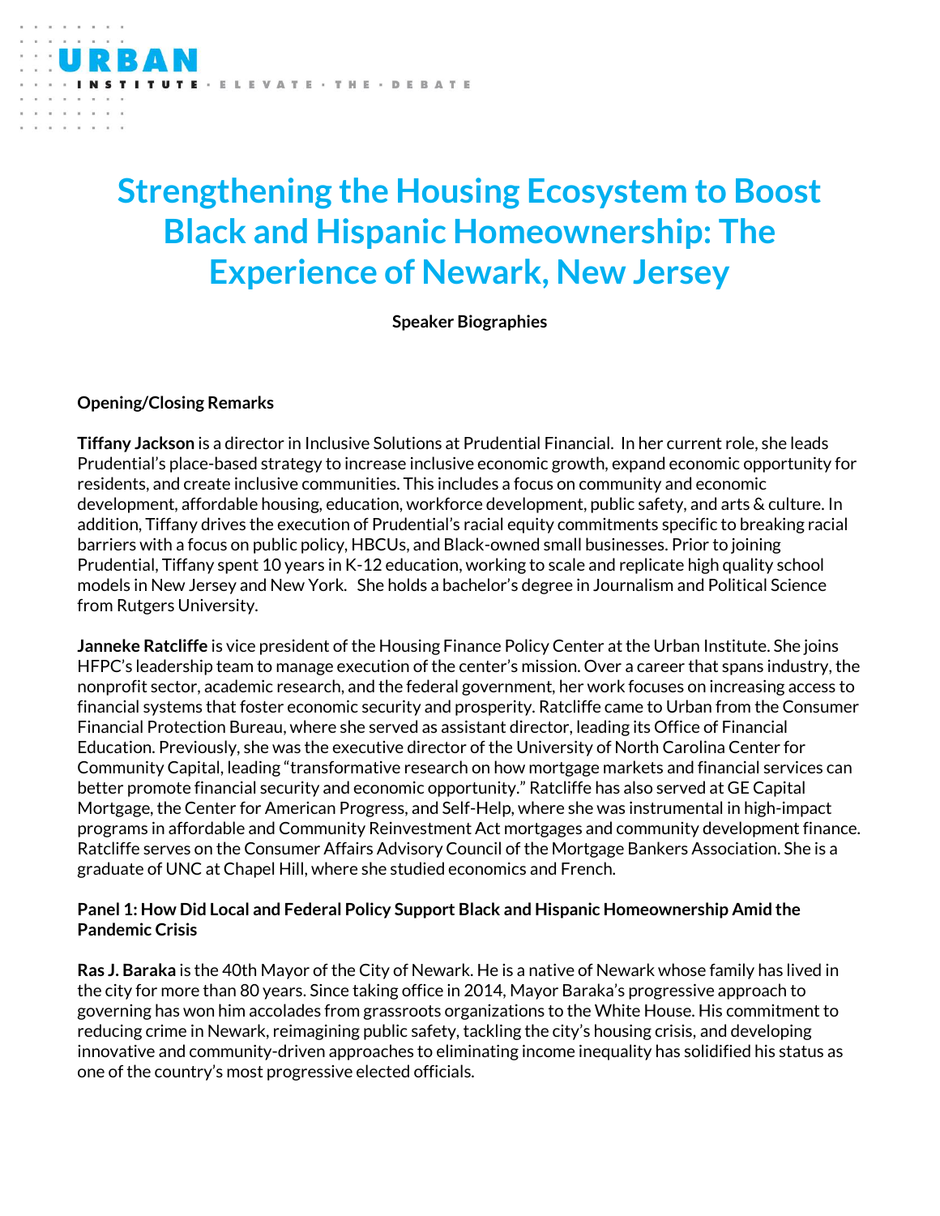# Strengthening the Housing Ecosystem to Boost Black and Hispanic Homeownership: The Experience of Newark, New Jersey

**Speaker Biographies**

**Opening/Closing Remarks**

**Tiffany Jackson** is a director in Inclusive Solutions at Prudential Financial. In her current role, she leads Prudential's place-based strategy to increase inclusive economic growth, expand economic opportunity for residents, and create inclusive communities. This includes a focus on community and economic development, affordable housing, education, workforce development, public safety, and arts & culture. In addition, Tiffany drives the execution of Prudential's racial equity commitments specific to breaking racial barriers with a focus on public policy, HBCUs, and Black-owned small businesses. Prior to joining Prudential, Tiffany spent 10 years in K-12 education, working to scale and replicate high quality school models in New Jersey and New York. She holds a bachelor's degree in Journalism and Political Science from Rutgers University.

**Janneke Ratcliffe** is vice president of the Housing Finance Policy Center at the Urban Institute. She joins HFPC's leadership team to manage execution of the center's mission. Over a career that spans industry, the nonprofit sector, academic research, and the federal government, her work focuses on increasing access to financial systems that foster economic security and prosperity. Ratcliffe came to Urban from the Consumer Financial Protection Bureau, where she served as assistant director, leading its Office of Financial Education. Previously, she was the executive director of the University of North Carolina Center for Community Capital, leading "transformative research on how mortgage markets and financial services can better promote financial security and economic opportunity." Ratcliffe has also served at GE Capital Mortgage, the Center for American Progress, and Self-Help, where she was instrumental in high-impact programs in affordable and Community Reinvestment Act mortgages and community development finance. Ratcliffe serves on the Consumer Affairs Advisory Council of the Mortgage Bankers Association. She is a graduate of UNC at Chapel Hill, where she studied economics and French.

**Panel 1: How Did Local and Federal Policy Support Black and Hispanic Homeownership Amid the Pandemic Crisis**

**Ras J. Baraka** is the 40th Mayor of the City of Newark. He is a native of Newark whose family has lived in the city for more than 80 years. Since taking office in 2014, Mayor Baraka's progressive approach to governing has won him accolades from grassroots organizations to the White House. His commitment to reducing crime in Newark, reimagining public safety, tackling the city's housing crisis, and developing innovative and community-driven approaches to eliminating income inequality has solidified his status as one of the country's most progressive elected officials.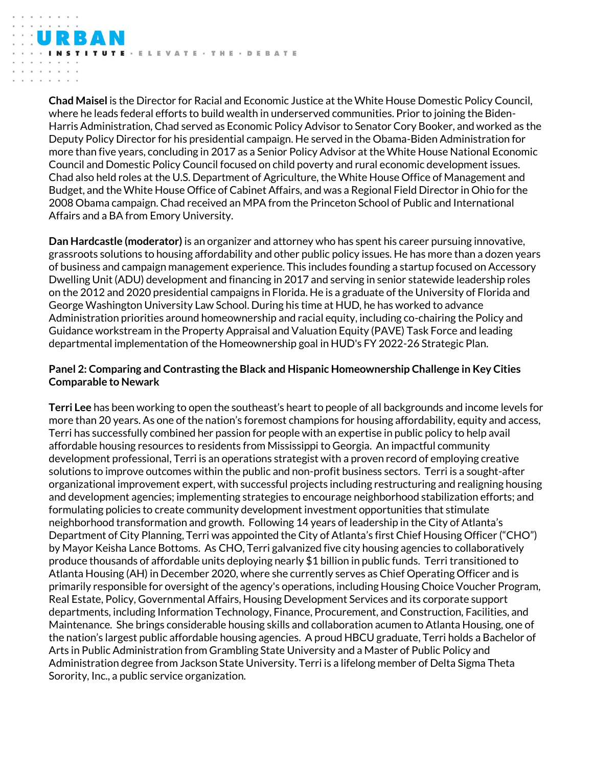**Chad Maisel** is the Director for Racial and Economic Justice at the White House Domestic Policy Council, where he leads federal efforts to build wealth in underserved communities. Prior to joining the Biden-Harris Administration, Chad served as Economic Policy Advisor to Senator Cory Booker, and worked as the Deputy Policy Director for his presidential campaign. He served in the Obama-Biden Administration for more than five years, concluding in 2017 as a Senior Policy Advisor at the White House National Economic Council and Domestic Policy Council focused on child poverty and rural economic development issues. Chad also held roles at the U.S. Department of Agriculture, the White House Office of Management and Budget, and the White House Office of Cabinet Affairs, and was a Regional Field Director in Ohio for the 2008 Obama campaign. Chad received an MPA from the Princeton School of Public and International Affairs and a BA from Emory University.

**Dan Hardcastle (moderator)** is an organizer and attorney who has spent his career pursuing innovative, grassroots solutions to housing affordability and other public policy issues. He has more than a dozen years of business and campaign management experience. This includes founding a startup focused on Accessory Dwelling Unit (ADU) development and financing in 2017 and serving in senior statewide leadership roles on the 2012 and 2020 presidential campaigns in Florida. He is a graduate of the University of Florida and George Washington University Law School. During his time at HUD, he has worked to advance Administration priorities around homeownership and racial equity, including co-chairing the Policy and Guidance workstream in the Property Appraisal and Valuation Equity (PAVE) Task Force and leading departmental implementation of the Homeownership goal in HUD's FY 2022-26 Strategic Plan.

**Panel 2: Comparing and Contrasting the Black and Hispanic Homeownership Challenge in Key Cities Comparable to Newark**

**Terri Lee** has been working to open the southeast's heart to people of all backgrounds and income levels for more than 20 years. As one of the nation's foremost champions for housing affordability, equity and access, Terri has successfully combined her passion for people with an expertise in public policy to help avail affordable housing resources to residents from Mississippi to Georgia. An impactful community development professional, Terri is an operations strategist with a proven record of employing creative solutions to improve outcomes within the public and non-profit business sectors. Terri is a sought-after organizational improvement expert, with successful projects including restructuring and realigning housing and development agencies; implementing strategies to encourage neighborhood stabilization efforts; and formulating policies to create community development investment opportunities that stimulate neighborhood transformation and growth. Following 14 years of leadership in the City of Atlanta's Department of City Planning, Terri was appointed the City of Atlanta's first Chief Housing Officer ("CHO") by Mayor Keisha Lance Bottoms. As CHO, Terri galvanized five city housing agencies to collaboratively produce thousands of affordable units deploying nearly $1 billion in public funds. Terri transitioned to Atlanta Housing (AH) in December 2020, where she currently serves as Chief Operating Officer and is primarily responsible for oversight of the agency's operations, including Housing Choice Voucher Program, Real Estate, Policy, Governmental Affairs, Housing Development Services and its corporate support departments, including Information Technology, Finance, Procurement, and Construction, Facilities, and Maintenance. She brings considerable housing skills and collaboration acumen to Atlanta Housing, one of the nation's largest public affordable housing agencies. A proud HBCU graduate, Terri holds a Bachelor of Arts in Public Administration from Grambling State University and a Master of Public Policy and Administration degree from Jackson State University. Terri is a lifelong member of Delta Sigma Theta Sorority, Inc., a public service organization.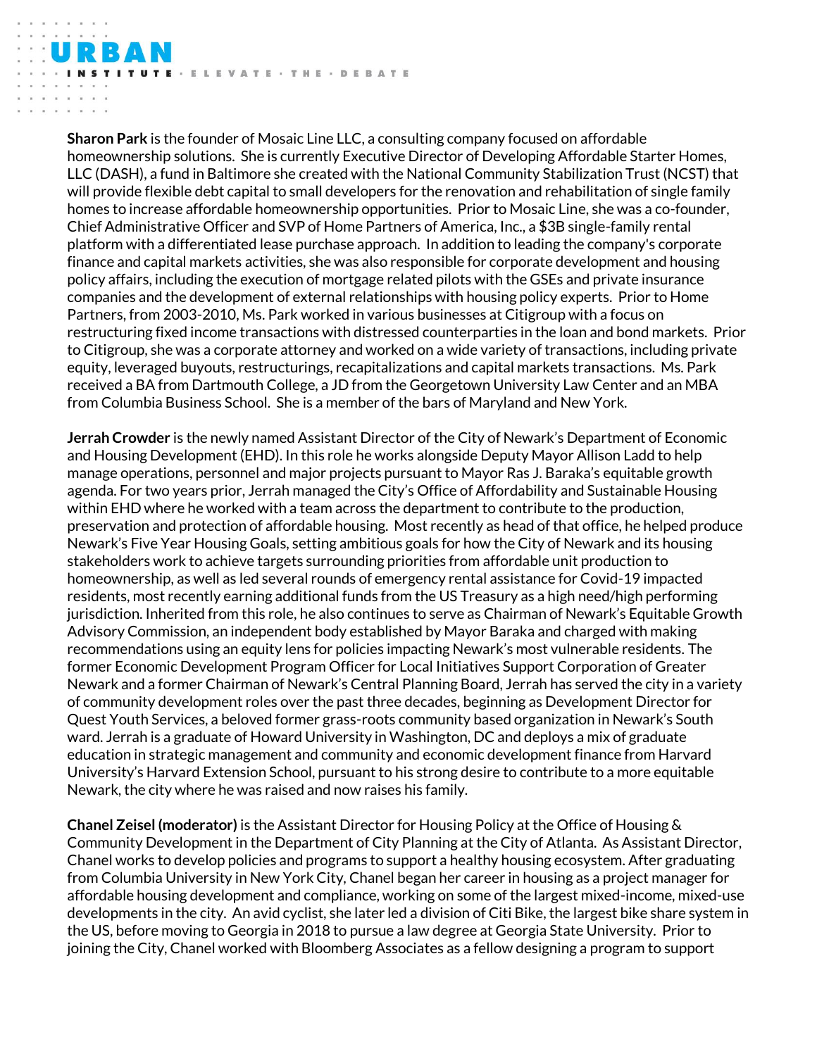**Sharon Park** is the founder of Mosaic Line LLC, a consulting company focused on affordable homeownership solutions. She is currently Executive Director of Developing Affordable Starter Homes, LLC (DASH), a fund in Baltimore she created with the National Community Stabilization Trust (NCST) that will provide flexible debt capital to small developers for the renovation and rehabilitation of single family homes to increase affordable homeownership opportunities. Prior to Mosaic Line, she was a co-founder, Chief Administrative Officer and SVP of Home Partners of America, Inc., a $3B single-family rental platform with a differentiated lease purchase approach. In addition to leading the company's corporate finance and capital markets activities, she was also responsible for corporate development and housing policy affairs, including the execution of mortgage related pilots with the GSEs and private insurance companies and the development of external relationships with housing policy experts. Prior to Home Partners, from 2003-2010, Ms. Park worked in various businesses at Citigroup with a focus on restructuring fixed income transactions with distressed counterparties in the loan and bond markets. Prior to Citigroup, she was a corporate attorney and worked on a wide variety of transactions, including private equity, leveraged buyouts, restructurings, recapitalizations and capital markets transactions. Ms. Park received a BA from Dartmouth College, a JD from the Georgetown University Law Center and an MBA from Columbia Business School. She is a member of the bars of Maryland and New York.

**Jerrah Crowder** is the newly named Assistant Director of the City of Newark's Department of Economic and Housing Development (EHD). In this role he works alongside Deputy Mayor Allison Ladd to help manage operations, personnel and major projects pursuant to Mayor Ras J. Baraka's equitable growth agenda. For two years prior, Jerrah managed the City's Office of Affordability and Sustainable Housing within EHD where he worked with a team across the department to contribute to the production, preservation and protection of affordable housing. Most recently as head of that office, he helped produce Newark's Five Year Housing Goals, setting ambitious goals for how the City of Newark and its housing stakeholders work to achieve targets surrounding priorities from affordable unit production to homeownership, as well as led several rounds of emergency rental assistance for Covid-19 impacted residents, most recently earning additional funds from the US Treasury as a high need/high performing jurisdiction. Inherited from this role, he also continues to serve as Chairman of Newark's Equitable Growth Advisory Commission, an independent body established by Mayor Baraka and charged with making recommendations using an equity lens for policies impacting Newark's most vulnerable residents. The former Economic Development Program Officer for Local Initiatives Support Corporation of Greater Newark and a former Chairman of Newark's Central Planning Board, Jerrah has served the city in a variety of community development roles over the past three decades, beginning as Development Director for Quest Youth Services, a beloved former grass-roots community based organization in Newark's South ward. Jerrah is a graduate of Howard University in Washington, DC and deploys a mix of graduate education in strategic management and community and economic development finance from Harvard University's Harvard Extension School, pursuant to his strong desire to contribute to a more equitable Newark, the city where he was raised and now raises his family.

**Chanel Zeisel (moderator)** is the Assistant Director for Housing Policy at the Office of Housing & Community Development in the Department of City Planning at the City of Atlanta. As Assistant Director, Chanel works to develop policies and programs to support a healthy housing ecosystem. After graduating from Columbia University in New York City, Chanel began her career in housing as a project manager for affordable housing development and compliance, working on some of the largest mixed-income, mixed-use developments in the city. An avid cyclist, she later led a division of Citi Bike, the largest bike share system in the US, before moving to Georgia in 2018 to pursue a law degree at Georgia State University. Prior to joining the City, Chanel worked with Bloomberg Associates as a fellow designing a program to support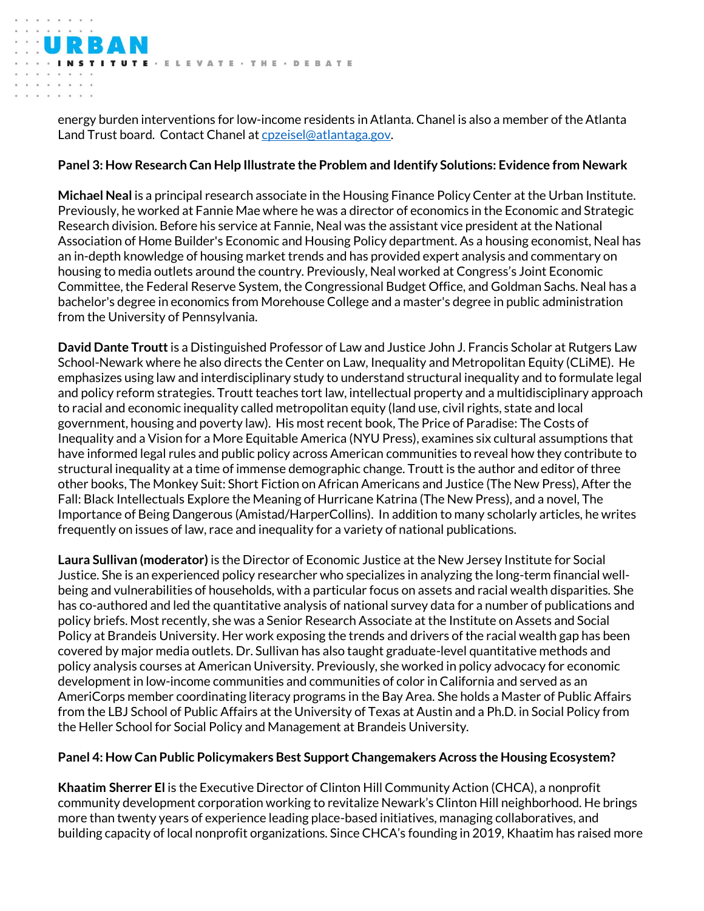energy burden interventions for low-income residents in Atlanta. Chanel is also a member of the Atlanta Land Trust board. Contact Chanel at cpzeisel@atlantaga.gov.

**Panel 3: How Research Can Help Illustrate the Problem and Identify Solutions: Evidence from Newark**

**Michael Neal** is a principal research associate in the Housing Finance Policy Center at the Urban Institute. Previously, he worked at Fannie Mae where he was a director of economics in the Economic and Strategic Research division. Before his service at Fannie, Neal was the assistant vice president at the National Association of Home Builder's Economic and Housing Policy department. As a housing economist, Neal has an in-depth knowledge of housing market trends and has provided expert analysis and commentary on housing to media outlets around the country. Previously, Neal worked at Congress's Joint Economic Committee, the Federal Reserve System, the Congressional Budget Office, and Goldman Sachs. Neal has a bachelor's degree in economics from Morehouse College and a master's degree in public administration from the University of Pennsylvania.

**David Dante Troutt** is a Distinguished Professor of Law and Justice John J. Francis Scholar at Rutgers Law School-Newark where he also directs the Center on Law, Inequality and Metropolitan Equity (CLiME). He emphasizes using law and interdisciplinary study to understand structural inequality and to formulate legal and policy reform strategies. Troutt teaches tort law, intellectual property and a multidisciplinary approach to racial and economic inequality called metropolitan equity (land use, civil rights, state and local government, housing and poverty law). His most recent book, The Price of Paradise: The Costs of Inequality and a Vision for a More Equitable America (NYU Press), examines six cultural assumptions that have informed legal rules and public policy across American communities to reveal how they contribute to structural inequality at a time of immense demographic change. Troutt is the author and editor of three other books, The Monkey Suit: Short Fiction on African Americans and Justice (The New Press), After the Fall: Black Intellectuals Explore the Meaning of Hurricane Katrina (The New Press), and a novel, The Importance of Being Dangerous (Amistad/HarperCollins). In addition to many scholarly articles, he writes frequently on issues of law, race and inequality for a variety of national publications.

**Laura Sullivan (moderator)** is the Director of Economic Justice at the New Jersey Institute for Social Justice. She is an experienced policy researcher who specializes in analyzing the long-term financial well-being and vulnerabilities of households, with a particular focus on assets and racial wealth disparities. She has co-authored and led the quantitative analysis of national survey data for a number of publications and policy briefs. Most recently, she was a Senior Research Associate at the Institute on Assets and Social Policy at Brandeis University. Her work exposing the trends and drivers of the racial wealth gap has been covered by major media outlets. Dr. Sullivan has also taught graduate-level quantitative methods and policy analysis courses at American University. Previously, she worked in policy advocacy for economic development in low-income communities and communities of color in California and served as an AmeriCorps member coordinating literacy programs in the Bay Area. She holds a Master of Public Affairs from the LBJ School of Public Affairs at the University of Texas at Austin and a Ph.D. in Social Policy from the Heller School for Social Policy and Management at Brandeis University.

**Panel 4: How Can Public Policymakers Best Support Changemakers Across the Housing Ecosystem?**

**Khaatim Sherrer El** is the Executive Director of Clinton Hill Community Action (CHCA), a nonprofit community development corporation working to revitalize Newark's Clinton Hill neighborhood. He brings more than twenty years of experience leading place-based initiatives, managing collaboratives, and building capacity of local nonprofit organizations. Since CHCA's founding in 2019, Khaatim has raised more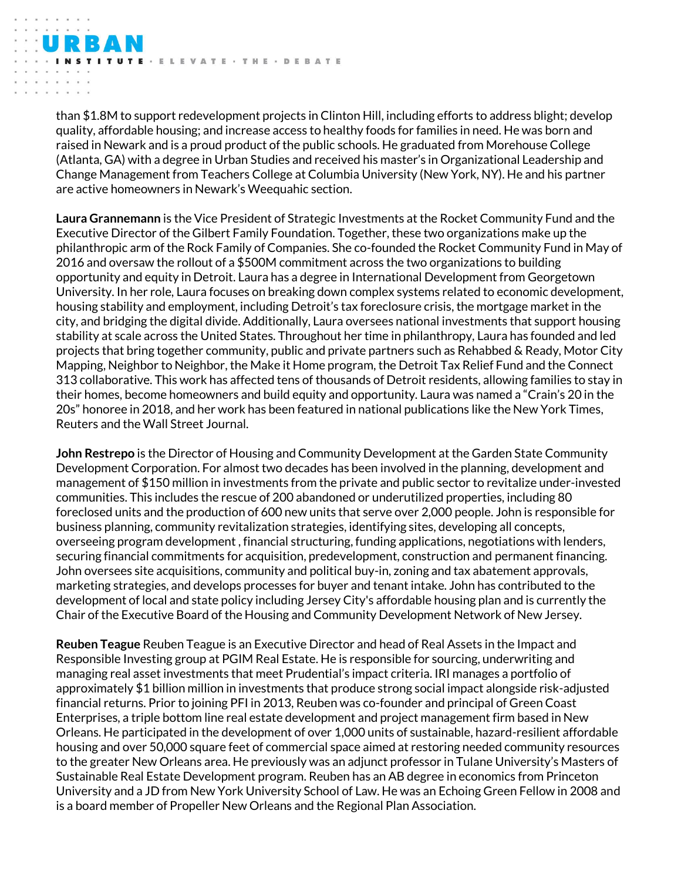than $1.8M to support redevelopment projects in Clinton Hill, including efforts to address blight; develop quality, affordable housing; and increase access to healthy foods for families in need. He was born and raised in Newark and is a proud product of the public schools. He graduated from Morehouse College (Atlanta, GA) with a degree in Urban Studies and received his master's in Organizational Leadership and Change Management from Teachers College at Columbia University (New York, NY). He and his partner are active homeowners in Newark's Weequahic section.

**Laura Grannemann** is the Vice President of Strategic Investments at the Rocket Community Fund and the Executive Director of the Gilbert Family Foundation. Together, these two organizations make up the philanthropic arm of the Rock Family of Companies. She co-founded the Rocket Community Fund in May of 2016 and oversaw the rollout of a $500M commitment across the two organizations to building opportunity and equity in Detroit. Laura has a degree in International Development from Georgetown University. In her role, Laura focuses on breaking down complex systems related to economic development, housing stability and employment, including Detroit's tax foreclosure crisis, the mortgage market in the city, and bridging the digital divide. Additionally, Laura oversees national investments that support housing stability at scale across the United States. Throughout her time in philanthropy, Laura has founded and led projects that bring together community, public and private partners such as Rehabbed & Ready, Motor City Mapping, Neighbor to Neighbor, the Make it Home program, the Detroit Tax Relief Fund and the Connect 313 collaborative. This work has affected tens of thousands of Detroit residents, allowing families to stay in their homes, become homeowners and build equity and opportunity. Laura was named a "Crain's 20 in the 20s" honoree in 2018, and her work has been featured in national publications like the New York Times, Reuters and the Wall Street Journal.

**John Restrepo** is the Director of Housing and Community Development at the Garden State Community Development Corporation. For almost two decades has been involved in the planning, development and management of $150 million in investments from the private and public sector to revitalize under-invested communities. This includes the rescue of 200 abandoned or underutilized properties, including 80 foreclosed units and the production of 600 new units that serve over 2,000 people. John is responsible for business planning, community revitalization strategies, identifying sites, developing all concepts, overseeing program development , financial structuring, funding applications, negotiations with lenders, securing financial commitments for acquisition, predevelopment, construction and permanent financing. John oversees site acquisitions, community and political buy-in, zoning and tax abatement approvals, marketing strategies, and develops processes for buyer and tenant intake. John has contributed to the development of local and state policy including Jersey City's affordable housing plan and is currently the Chair of the Executive Board of the Housing and Community Development Network of New Jersey.

**Reuben Teague** Reuben Teague is an Executive Director and head of Real Assets in the Impact and Responsible Investing group at PGIM Real Estate. He is responsible for sourcing, underwriting and managing real asset investments that meet Prudential's impact criteria. IRI manages a portfolio of approximately $1 billion million in investments that produce strong social impact alongside risk-adjusted financial returns. Prior to joining PFI in 2013, Reuben was co-founder and principal of Green Coast Enterprises, a triple bottom line real estate development and project management firm based in New Orleans. He participated in the development of over 1,000 units of sustainable, hazard-resilient affordable housing and over 50,000 square feet of commercial space aimed at restoring needed community resources to the greater New Orleans area. He previously was an adjunct professor in Tulane University's Masters of Sustainable Real Estate Development program. Reuben has an AB degree in economics from Princeton University and a JD from New York University School of Law. He was an Echoing Green Fellow in 2008 and is a board member of Propeller New Orleans and the Regional Plan Association.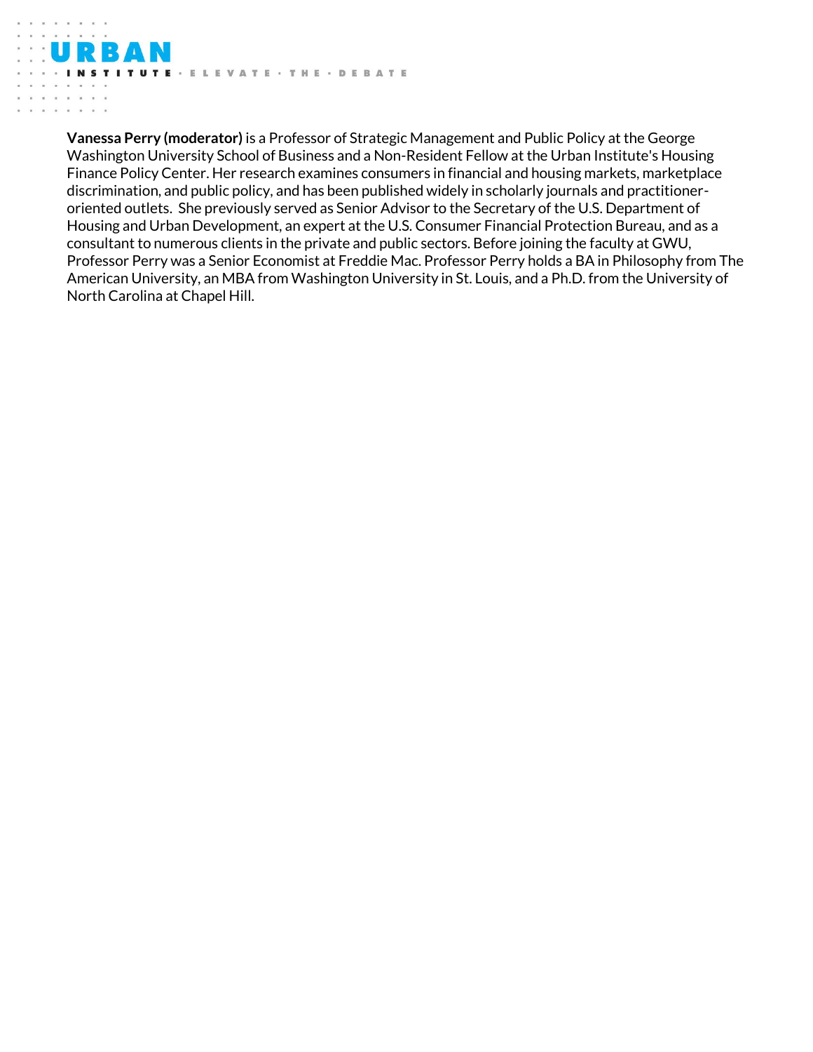**Vanessa Perry (moderator)** is a Professor of Strategic Management and Public Policy at the George Washington University School of Business and a Non-Resident Fellow at the Urban Institute's Housing Finance Policy Center. Her research examines consumers in financial and housing markets, marketplace discrimination, and public policy, and has been published widely in scholarly journals and practitioner-oriented outlets. She previously served as Senior Advisor to the Secretary of the U.S. Department of Housing and Urban Development, an expert at the U.S. Consumer Financial Protection Bureau, and as a consultant to numerous clients in the private and public sectors. Before joining the faculty at GWU, Professor Perry was a Senior Economist at Freddie Mac. Professor Perry holds a BA in Philosophy from The American University, an MBA from Washington University in St. Louis, and a Ph.D. from the University of North Carolina at Chapel Hill.